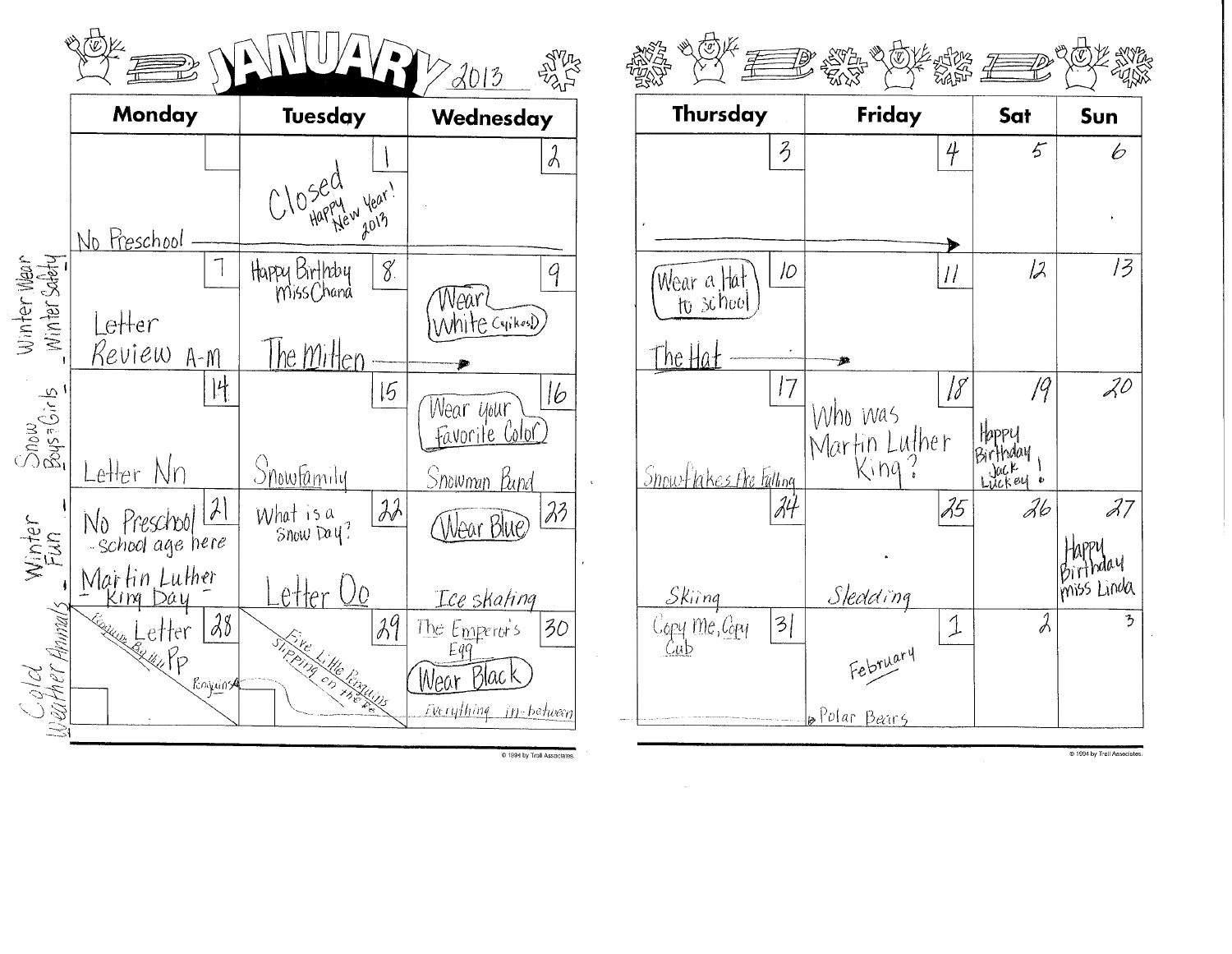# JANUARY 2013

| Week Theme | Monday | Tuesday | Wednesday | Thursday | Friday | Sat | Sun |
|---|---|---|---|---|---|---|---|
| | No Preschool → | 1 Closed Happy New Year! 2013 | 2 | 3 | 4 → | 5 | 6 |
| Winter Wear / Winter Safety | 7 Letter Review A-m | 8 Happy Birthday Miss Chana; The Mitten → | 9 Wear White (Spikes!) | 10 Wear a Hat to school; The Hat → | 11 | 12 | 13 |
| Snow / Boys & Girls | 14 Letter Nn | 15 Snow Family | 16 Wear your favorite Color; Snowman Band | 17 Snowflakes Are Falling | 18 Who was Martin Luther King? | 19 Happy Birthday Jack Luckey! | 20 |
| Winter Fun | 21 No Preschool - school age here; Martin Luther King Day | 22 What is a Snow Day? Letter Oo | 23 Wear Blue; Ice skating | 24 Skiing | 25 Sledding | 26 | 27 Happy Birthday miss Linda |
| Cold Weather Animals | 28 Letter Pp; Penguins By the Pp; Penguins | 29 Five Little Penguins Slipping on the Ice | 30 The Emperor's Egg; Wear Black; Everything in-between | 31 Copy me, Copy Cub | 1 February; Polar Bears | 2 | 3 |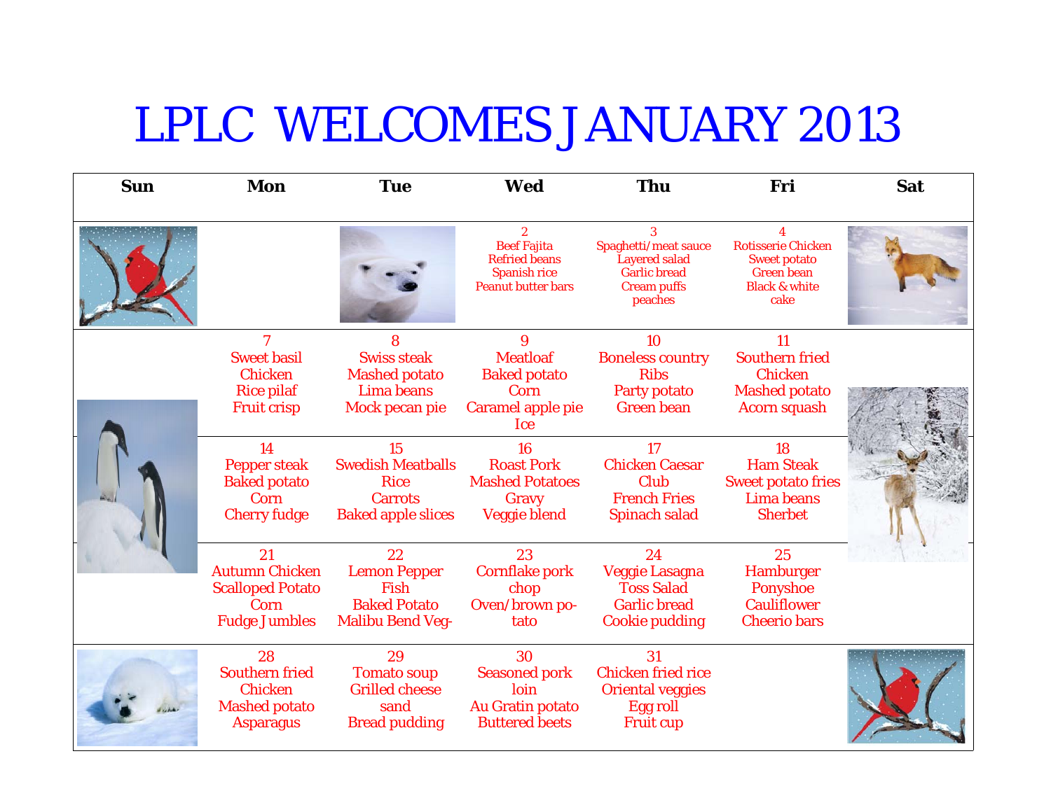# LPLC WELCOMES JANUARY 2013

| Sun | Mon | Tue | Wed | Thu | Fri | Sat |
|---|---|---|---|---|---|---|
| | | | 2<br>Beef Fajita<br>Refried beans<br>Spanish rice<br>Peanut butter bars | 3<br>Spaghetti/meat sauce<br>Layered salad<br>Garlic bread<br>Cream puffs<br>peaches | 4<br>Rotisserie Chicken<br>Sweet potato<br>Green bean<br>Black & white<br>cake | |
| | 7<br>Sweet basil<br>Chicken<br>Rice pilaf<br>Fruit crisp | 8<br>Swiss steak<br>Mashed potato<br>Lima beans<br>Mock pecan pie | 9<br>Meatloaf<br>Baked potato<br>Corn<br>Caramel apple pie<br>Ice | 10<br>Boneless country<br>Ribs<br>Party potato<br>Green bean | 11<br>Southern fried<br>Chicken<br>Mashed potato<br>Acorn squash | |
| | 14<br>Pepper steak<br>Baked potato<br>Corn<br>Cherry fudge | 15<br>Swedish Meatballs<br>Rice<br>Carrots<br>Baked apple slices | 16<br>Roast Pork<br>Mashed Potatoes<br>Gravy<br>Veggie blend | 17<br>Chicken Caesar<br>Club<br>French Fries<br>Spinach salad | 18<br>Ham Steak<br>Sweet potato fries<br>Lima beans<br>Sherbet | |
| | 21<br>Autumn Chicken<br>Scalloped Potato<br>Corn<br>Fudge Jumbles | 22<br>Lemon Pepper<br>Fish<br>Baked Potato<br>Malibu Bend Veg- | 23<br>Cornflake pork<br>chop<br>Oven/brown po-<br>tato | 24<br>Veggie Lasagna<br>Toss Salad<br>Garlic bread<br>Cookie pudding | 25<br>Hamburger<br>Ponyshoe<br>Cauliflower<br>Cheerio bars | |
| | 28<br>Southern fried<br>Chicken<br>Mashed potato<br>Asparagus | 29<br>Tomato soup<br>Grilled cheese<br>sand<br>Bread pudding | 30<br>Seasoned pork<br>loin<br>Au Gratin potato<br>Buttered beets | 31<br>Chicken fried rice<br>Oriental veggies<br>Egg roll<br>Fruit cup | | |